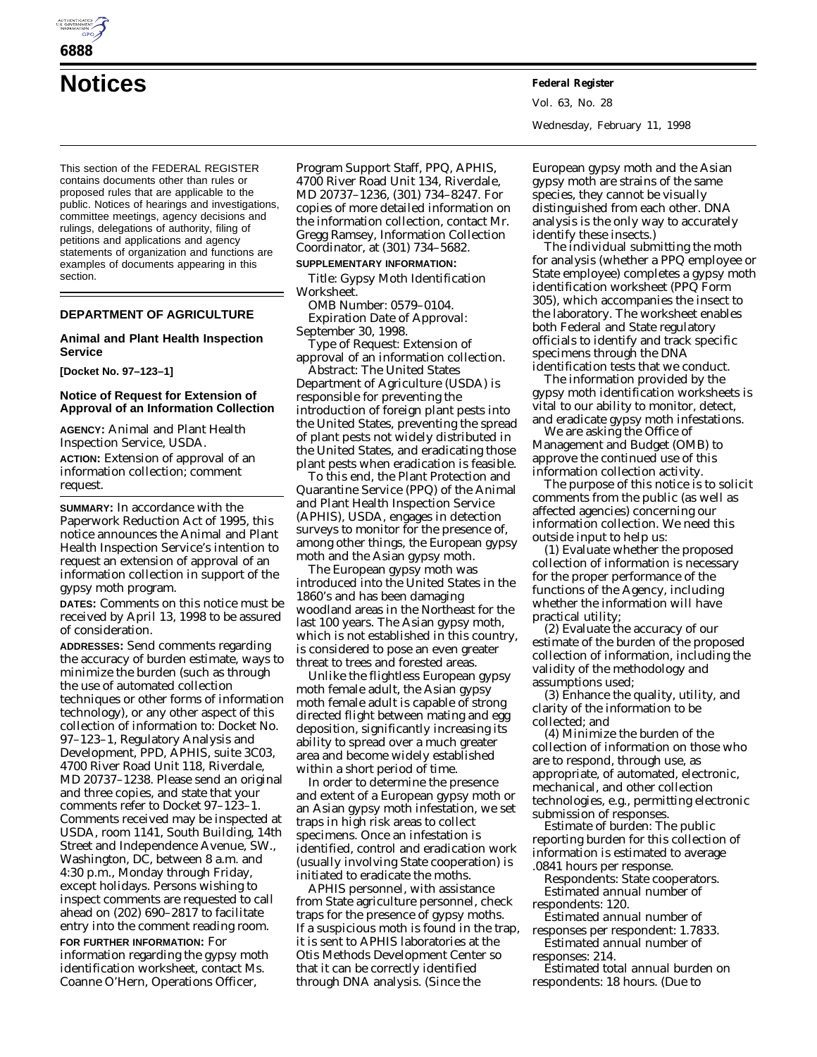# Notices

**Federal Register**

This section of the FEDERAL REGISTER contains documents other than rules or proposed rules that are applicable to the public. Notices of hearings and investigations, committee meetings, agency decisions and rulings, delegations of authority, filing of petitions and applications and agency statements of organization and functions are examples of documents appearing in this section.

## DEPARTMENT OF AGRICULTURE

### Animal and Plant Health Inspection Service

**[Docket No. 97–123–1]**

### Notice of Request for Extension of Approval of an Information Collection

**AGENCY:** Animal and Plant Health Inspection Service, USDA.

**ACTION:** Extension of approval of an information collection; comment request.

**SUMMARY:** In accordance with the Paperwork Reduction Act of 1995, this notice announces the Animal and Plant Health Inspection Service's intention to request an extension of approval of an information collection in support of the gypsy moth program.

**DATES:** Comments on this notice must be received by April 13, 1998 to be assured of consideration.

**ADDRESSES:** Send comments regarding the accuracy of burden estimate, ways to minimize the burden (such as through the use of automated collection techniques or other forms of information technology), or any other aspect of this collection of information to: Docket No. 97–123–1, Regulatory Analysis and Development, PPD, APHIS, suite 3C03, 4700 River Road Unit 118, Riverdale, MD 20737–1238. Please send an original and three copies, and state that your comments refer to Docket 97–123–1. Comments received may be inspected at USDA, room 1141, South Building, 14th Street and Independence Avenue, SW., Washington, DC, between 8 a.m. and 4:30 p.m., Monday through Friday, except holidays. Persons wishing to inspect comments are requested to call ahead on (202) 690–2817 to facilitate entry into the comment reading room.

**FOR FURTHER INFORMATION:** For information regarding the gypsy moth identification worksheet, contact Ms. Coanne O'Hern, Operations Officer, Program Support Staff, PPQ, APHIS, 4700 River Road Unit 134, Riverdale, MD 20737–1236, (301) 734–8247. For copies of more detailed information on the information collection, contact Mr. Gregg Ramsey, Information Collection Coordinator, at (301) 734–5682.

**SUPPLEMENTARY INFORMATION:**

*Title:* Gypsy Moth Identification Worksheet.

*OMB Number:* 0579–0104.

*Expiration Date of Approval:* September 30, 1998.

*Type of Request:* Extension of approval of an information collection.

*Abstract:* The United States Department of Agriculture (USDA) is responsible for preventing the introduction of foreign plant pests into the United States, preventing the spread of plant pests not widely distributed in the United States, and eradicating those plant pests when eradication is feasible.

To this end, the Plant Protection and Quarantine Service (PPQ) of the Animal and Plant Health Inspection Service (APHIS), USDA, engages in detection surveys to monitor for the presence of, among other things, the European gypsy moth and the Asian gypsy moth.

The European gypsy moth was introduced into the United States in the 1860's and has been damaging woodland areas in the Northeast for the last 100 years. The Asian gypsy moth, which is not established in this country, is considered to pose an even greater threat to trees and forested areas.

Unlike the flightless European gypsy moth female adult, the Asian gypsy moth female adult is capable of strong directed flight between mating and egg deposition, significantly increasing its ability to spread over a much greater area and become widely established within a short period of time.

In order to determine the presence and extent of a European gypsy moth or an Asian gypsy moth infestation, we set traps in high risk areas to collect specimens. Once an infestation is identified, control and eradication work (usually involving State cooperation) is initiated to eradicate the moths.

APHIS personnel, with assistance from State agriculture personnel, check traps for the presence of gypsy moths. If a suspicious moth is found in the trap, it is sent to APHIS laboratories at the Otis Methods Development Center so that it can be correctly identified through DNA analysis. (Since the European gypsy moth and the Asian gypsy moth are strains of the same species, they cannot be visually distinguished from each other. DNA analysis is the only way to accurately identify these insects.)

The individual submitting the moth for analysis (whether a PPQ employee or State employee) completes a gypsy moth identification worksheet (PPQ Form 305), which accompanies the insect to the laboratory. The worksheet enables both Federal and State regulatory officials to identify and track specific specimens through the DNA identification tests that we conduct.

The information provided by the gypsy moth identification worksheets is vital to our ability to monitor, detect, and eradicate gypsy moth infestations.

We are asking the Office of Management and Budget (OMB) to approve the continued use of this information collection activity.

The purpose of this notice is to solicit comments from the public (as well as affected agencies) concerning our information collection. We need this outside input to help us:

(1) Evaluate whether the proposed collection of information is necessary for the proper performance of the functions of the Agency, including whether the information will have practical utility;

(2) Evaluate the accuracy of our estimate of the burden of the proposed collection of information, including the validity of the methodology and assumptions used;

(3) Enhance the quality, utility, and clarity of the information to be collected; and

(4) Minimize the burden of the collection of information on those who are to respond, through use, as appropriate, of automated, electronic, mechanical, and other collection technologies, e.g., permitting electronic submission of responses.

*Estimate of burden:* The public reporting burden for this collection of information is estimated to average .0841 hours per response.

*Respondents:* State cooperators.

*Estimated annual number of respondents:* 120.

*Estimated annual number of responses per respondent:* 1.7833.

*Estimated annual number of responses:* 214.

*Estimated total annual burden on respondents:* 18 hours. (Due to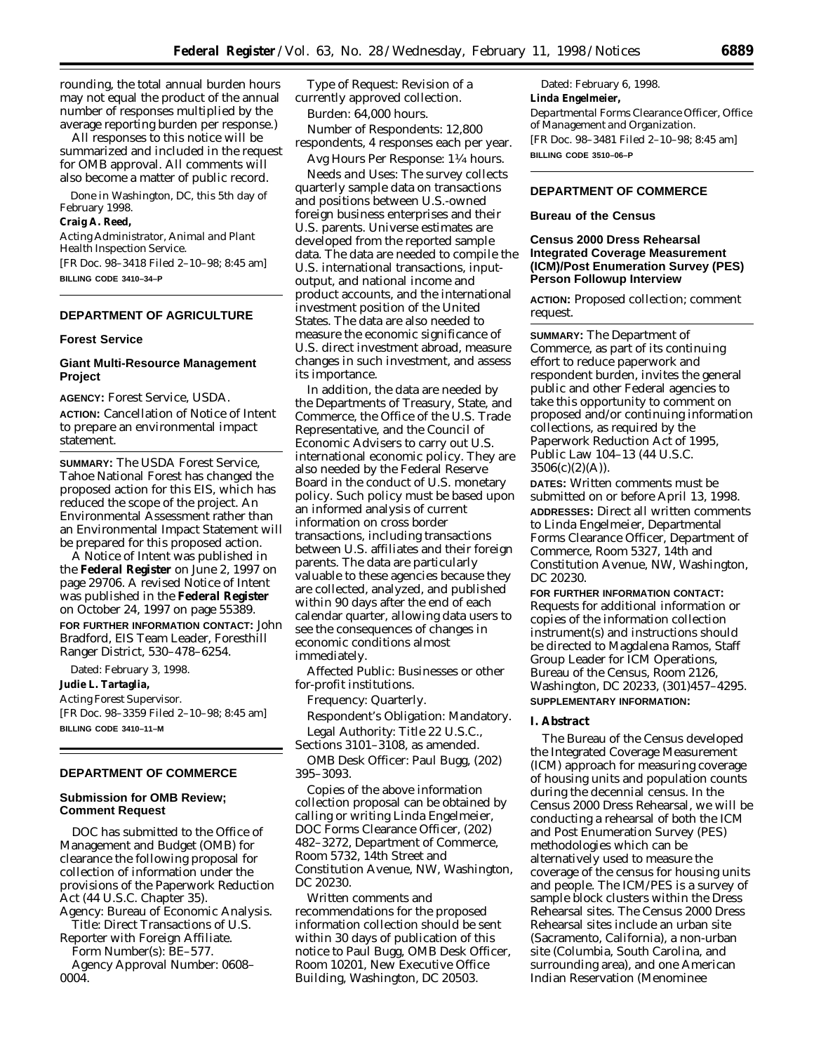rounding, the total annual burden hours may not equal the product of the annual number of responses multiplied by the average reporting burden per response.)

All responses to this notice will be summarized and included in the request for OMB approval. All comments will also become a matter of public record.

Done in Washington, DC, this 5th day of February 1998.

**Craig A. Reed,**

*Acting Administrator, Animal and Plant Health Inspection Service.*

[FR Doc. 98–3418 Filed 2–10–98; 8:45 am]

**BILLING CODE 3410–34–P**

---

## DEPARTMENT OF AGRICULTURE

### Forest Service

### Giant Multi-Resource Management Project

**AGENCY:** Forest Service, USDA.

**ACTION:** Cancellation of Notice of Intent to prepare an environmental impact statement.

**SUMMARY:** The USDA Forest Service, Tahoe National Forest has changed the proposed action for this EIS, which has reduced the scope of the project. An Environmental Assessment rather than an Environmental Impact Statement will be prepared for this proposed action.

A Notice of Intent was published in the **Federal Register** on June 2, 1997 on page 29706. A revised Notice of Intent was published in the **Federal Register** on October 24, 1997 on page 55389.

**FOR FURTHER INFORMATION CONTACT:** John Bradford, EIS Team Leader, Foresthill Ranger District, 530–478–6254.

Dated: February 3, 1998.

**Judie L. Tartaglia,**

*Acting Forest Supervisor.*

[FR Doc. 98–3359 Filed 2–10–98; 8:45 am]

**BILLING CODE 3410–11–M**

---

## DEPARTMENT OF COMMERCE

### Submission for OMB Review; Comment Request

DOC has submitted to the Office of Management and Budget (OMB) for clearance the following proposal for collection of information under the provisions of the Paperwork Reduction Act (44 U.S.C. Chapter 35).

*Agency:* Bureau of Economic Analysis.

*Title:* Direct Transactions of U.S. Reporter with Foreign Affiliate.

*Form Number(s):* BE–577.

*Agency Approval Number:* 0608–0004.

*Type of Request:* Revision of a currently approved collection.

*Burden:* 64,000 hours.

*Number of Respondents:* 12,800 respondents, 4 responses each per year.

*Avg Hours Per Response:* 1¼ hours.

*Needs and Uses:* The survey collects quarterly sample data on transactions and positions between U.S.-owned foreign business enterprises and their U.S. parents. Universe estimates are developed from the reported sample data. The data are needed to compile the U.S. international transactions, input-output, and national income and product accounts, and the international investment position of the United States. The data are also needed to measure the economic significance of U.S. direct investment abroad, measure changes in such investment, and assess its importance.

In addition, the data are needed by the Departments of Treasury, State, and Commerce, the Office of the U.S. Trade Representative, and the Council of Economic Advisers to carry out U.S. international economic policy. They are also needed by the Federal Reserve Board in the conduct of U.S. monetary policy. Such policy must be based upon an informed analysis of current information on cross border transactions, including transactions between U.S. affiliates and their foreign parents. The data are particularly valuable to these agencies because they are collected, analyzed, and published within 90 days after the end of each calendar quarter, allowing data users to see the consequences of changes in economic conditions almost immediately.

*Affected Public:* Businesses or other for-profit institutions.

*Frequency:* Quarterly.

*Respondent's Obligation:* Mandatory.

*Legal Authority:* Title 22 U.S.C., Sections 3101–3108, as amended.

*OMB Desk Officer:* Paul Bugg, (202) 395–3093.

Copies of the above information collection proposal can be obtained by calling or writing Linda Engelmeier, DOC Forms Clearance Officer, (202) 482–3272, Department of Commerce, Room 5732, 14th Street and Constitution Avenue, NW, Washington, DC 20230.

Written comments and recommendations for the proposed information collection should be sent within 30 days of publication of this notice to Paul Bugg, OMB Desk Officer, Room 10201, New Executive Office Building, Washington, DC 20503.

Dated: February 6, 1998.

**Linda Engelmeier,**

*Departmental Forms Clearance Officer, Office of Management and Organization.*

[FR Doc. 98–3481 Filed 2–10–98; 8:45 am]

**BILLING CODE 3510–06–P**

---

## DEPARTMENT OF COMMERCE

### Bureau of the Census

### Census 2000 Dress Rehearsal Integrated Coverage Measurement (ICM)/Post Enumeration Survey (PES) Person Followup Interview

**ACTION:** Proposed collection; comment request.

**SUMMARY:** The Department of Commerce, as part of its continuing effort to reduce paperwork and respondent burden, invites the general public and other Federal agencies to take this opportunity to comment on proposed and/or continuing information collections, as required by the Paperwork Reduction Act of 1995, Public Law 104–13 (44 U.S.C. 3506(c)(2)(A)).

**DATES:** Written comments must be submitted on or before April 13, 1998.

**ADDRESSES:** Direct all written comments to Linda Engelmeier, Departmental Forms Clearance Officer, Department of Commerce, Room 5327, 14th and Constitution Avenue, NW, Washington, DC 20230.

**FOR FURTHER INFORMATION CONTACT:** Requests for additional information or copies of the information collection instrument(s) and instructions should be directed to Magdalena Ramos, Staff Group Leader for ICM Operations, Bureau of the Census, Room 2126, Washington, DC 20233, (301)457–4295.

**SUPPLEMENTARY INFORMATION:**

#### I. Abstract

The Bureau of the Census developed the Integrated Coverage Measurement (ICM) approach for measuring coverage of housing units and population counts during the decennial census. In the Census 2000 Dress Rehearsal, we will be conducting a rehearsal of both the ICM and Post Enumeration Survey (PES) methodologies which can be alternatively used to measure the coverage of the census for housing units and people. The ICM/PES is a survey of sample block clusters within the Dress Rehearsal sites. The Census 2000 Dress Rehearsal sites include an urban site (Sacramento, California), a non-urban site (Columbia, South Carolina, and surrounding area), and one American Indian Reservation (Menominee